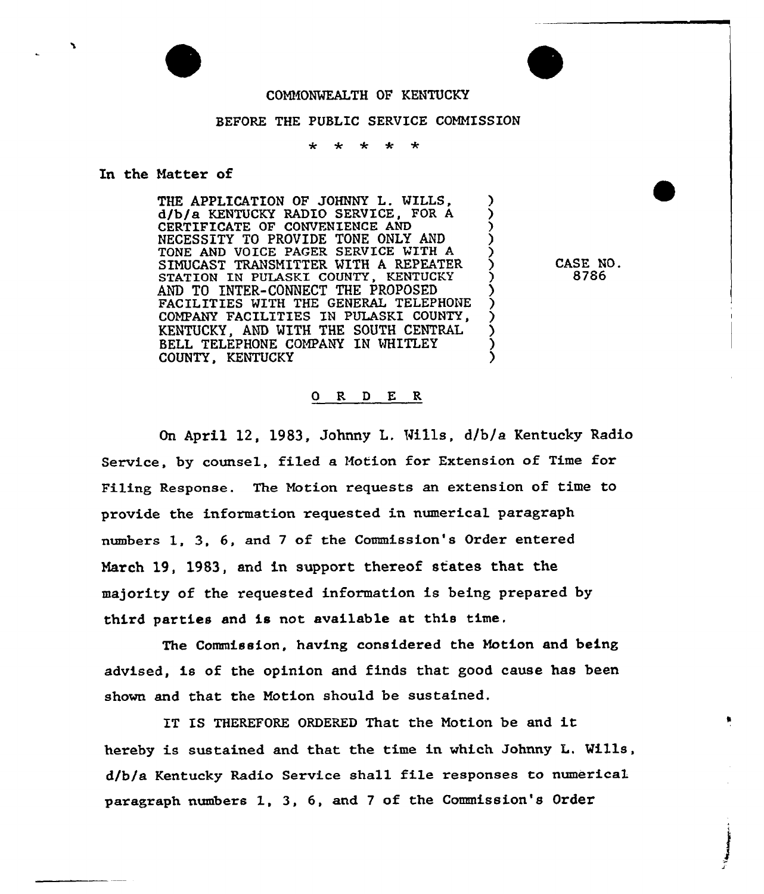COMMONWEALTH OF KENTUCKY

BEFORE THE PUBLIC SERVICE COMMISSION

\* \* \* \* \*

In the Matter of

| | |
|---|---|
| THE APPLICATION OF JOHNNY L. WILLS, d/b/a KENTUCKY RADIO SERVICE, FOR A CERTIFICATE OF CONVENIENCE AND NECESSITY TO PROVIDE TONE ONLY AND TONE AND VOICE PAGER SERVICE WITH A SIMUCAST TRANSMITTER WITH A REPEATER STATION IN PULASKI COUNTY, KENTUCKY AND TO INTER-CONNECT THE PROPOSED FACILITIES WITH THE GENERAL TELEPHONE COMPANY FACILITIES IN PULASKI COUNTY, KENTUCKY, AND WITH THE SOUTH CENTRAL BELL TELEPHONE COMPANY IN WHITLEY COUNTY, KENTUCKY | CASE NO. 8786 |

O R D E R

On April 12, 1983, Johnny L. Wills, d/b/a Kentucky Radio Service, by counsel, filed a Motion for Extension of Time for Filing Response. The Motion requests an extension of time to provide the information requested in numerical paragraph numbers 1, 3, 6, and 7 of the Commission's Order entered March 19, 1983, and in support thereof states that the majority of the requested information is being prepared by third parties and is not available at this time.

The Commission, having considered the Motion and being advised, is of the opinion and finds that good cause has been shown and that the Motion should be sustained.

IT IS THEREFORE ORDERED That the Motion be and it hereby is sustained and that the time in which Johnny L. Wills, d/b/a Kentucky Radio Service shall file responses to numerical paragraph numbers 1, 3, 6, and 7 of the Commission's Order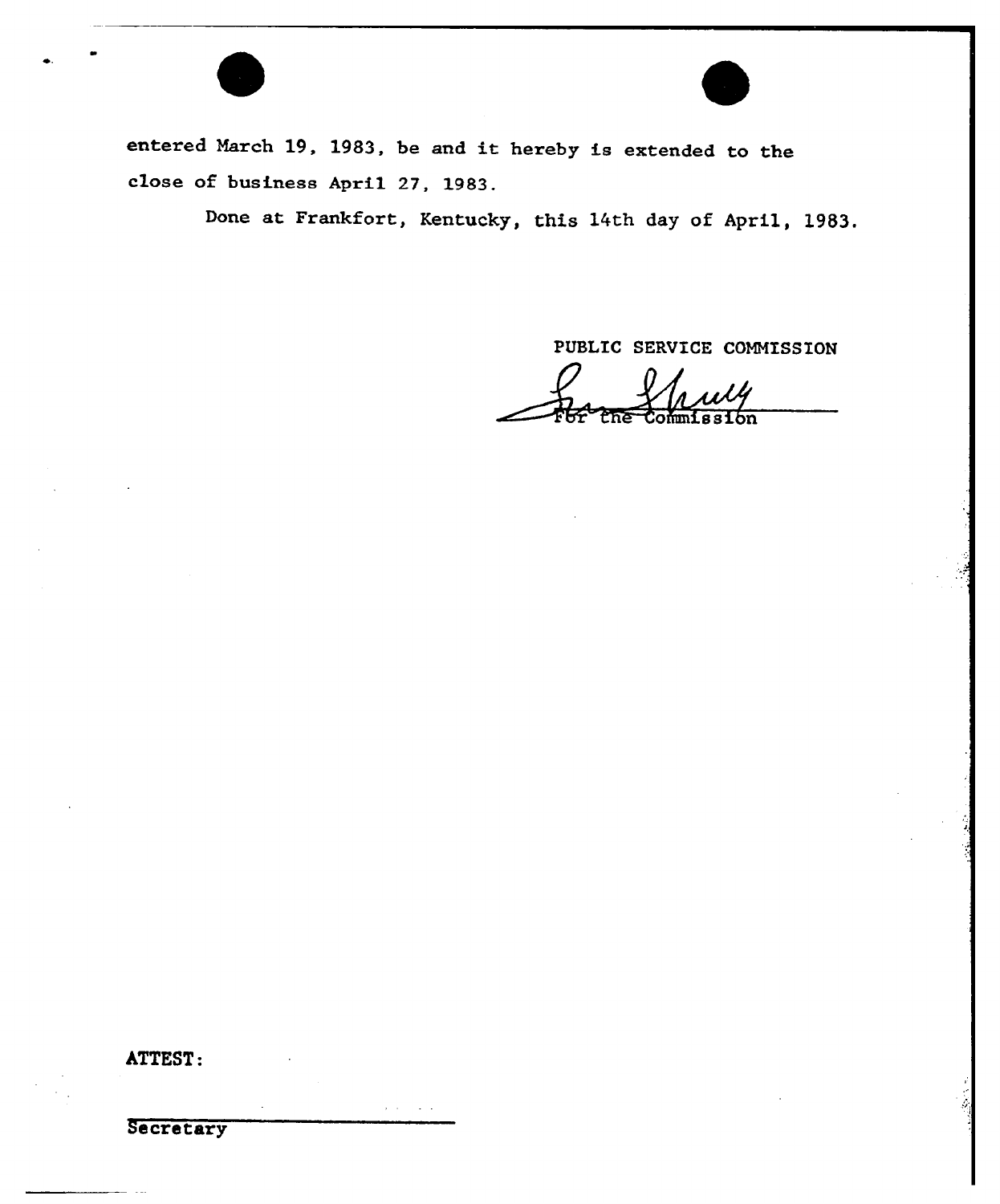entered March 19, 1983, be and it hereby is extended to the close of business April 27, 1983.

Done at Frankfort, Kentucky, this 14th day of April, 1983.

PUBLIC SERVICE COMMISSION

For the Commission

ATTEST:

Secretary